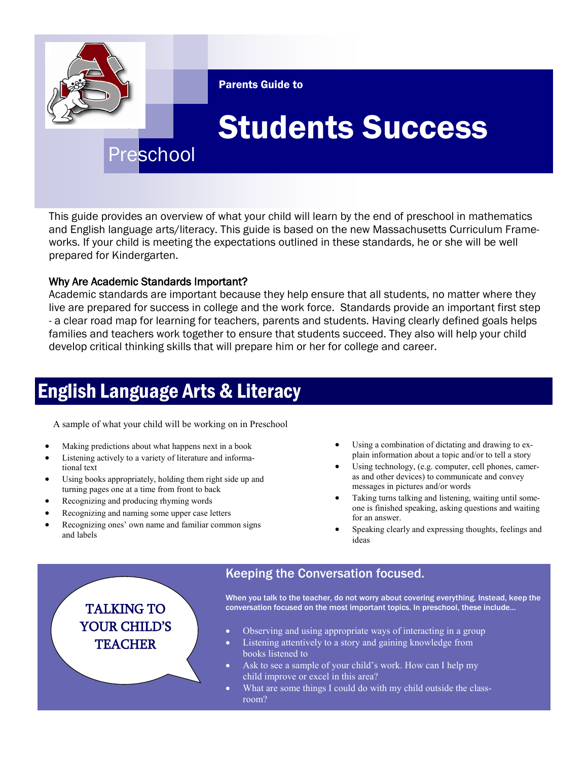Parents Guide to

# Students Success

Preschool

This guide provides an overview of what your child will learn by the end of preschool in mathematics and English language arts/literacy. This guide is based on the new Massachusetts Curriculum Frameworks. If your child is meeting the expectations outlined in these standards, he or she will be well prepared for Kindergarten.

### Why Are Academic Standards Important?

Academic standards are important because they help ensure that all students, no matter where they live are prepared for success in college and the work force. Standards provide an important first step - a clear road map for learning for teachers, parents and students. Having clearly defined goals helps families and teachers work together to ensure that students succeed. They also will help your child develop critical thinking skills that will prepare him or her for college and career.

## English Language Arts & Literacy

A sample of what your child will be working on in Preschool

- Making predictions about what happens next in a book
- Listening actively to a variety of literature and informational text
- Using books appropriately, holding them right side up and turning pages one at a time from front to back
- Recognizing and producing rhyming words
- Recognizing and naming some upper case letters
- Recognizing ones' own name and familiar common signs and labels
- Using a combination of dictating and drawing to explain information about a topic and/or to tell a story
- Using technology, (e.g. computer, cell phones, cameras and other devices) to communicate and convey messages in pictures and/or words
- Taking turns talking and listening, waiting until someone is finished speaking, asking questions and waiting for an answer.
- Speaking clearly and expressing thoughts, feelings and ideas

TALKING TO YOUR CHILD'S TEACHER

### Keeping the Conversation focused.

**When you talk to the teacher, do not worry about covering everything. Instead, keep the conversation focused on the most important topics. In preschool, these include…**

- Observing and using appropriate ways of interacting in a group
- Listening attentively to a story and gaining knowledge from books listened to
- Ask to see a sample of your child's work. How can I help my child improve or excel in this area?
- What are some things I could do with my child outside the classroom?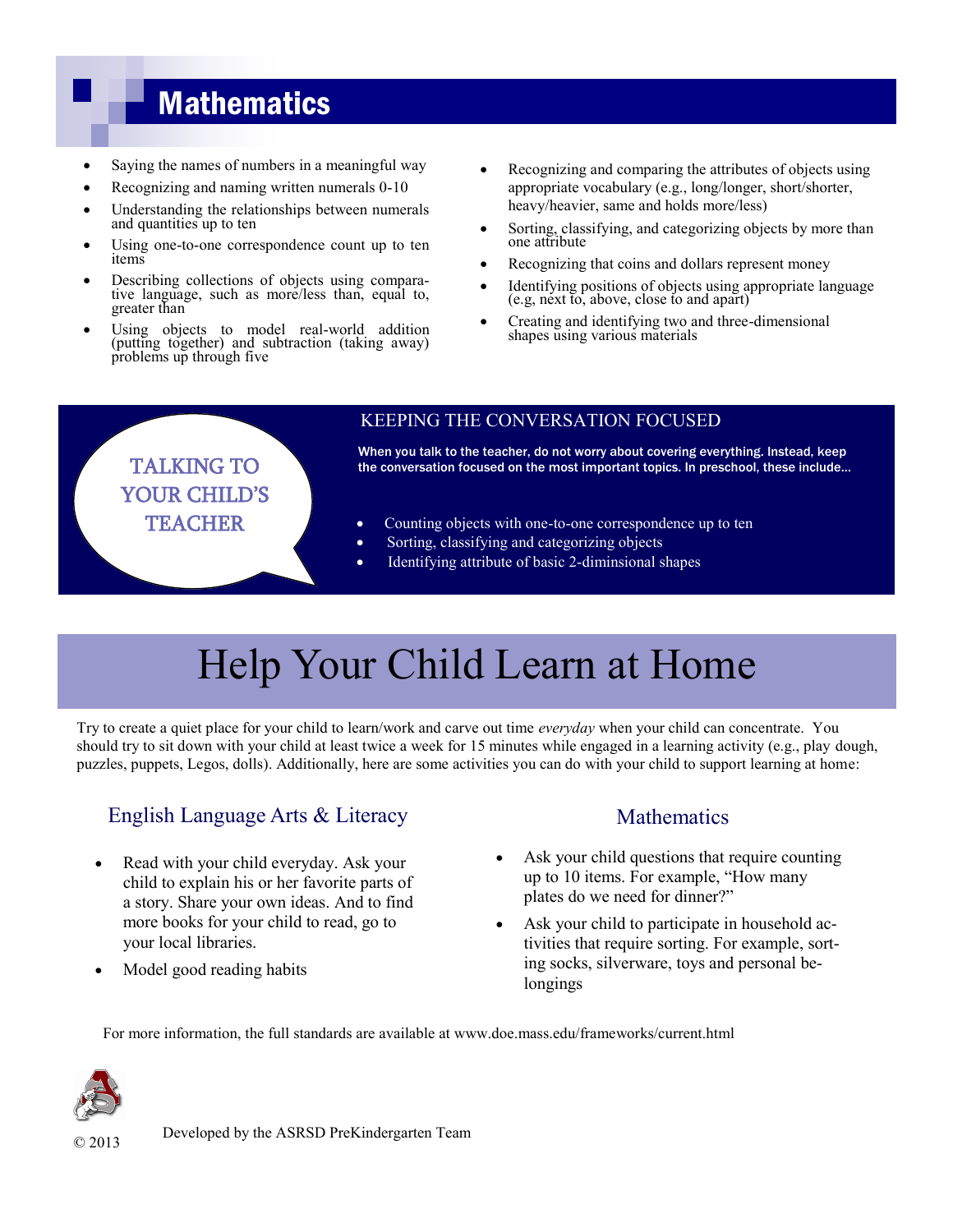# Mathematics

- Saying the names of numbers in a meaningful way
- Recognizing and naming written numerals 0-10
- Understanding the relationships between numerals and quantities up to ten
- Using one-to-one correspondence count up to ten items
- Describing collections of objects using comparative language, such as more/less than, equal to, greater than
- Using objects to model real-world addition (putting together) and subtraction (taking away) problems up through five
- Recognizing and comparing the attributes of objects using appropriate vocabulary (e.g., long/longer, short/shorter, heavy/heavier, same and holds more/less)
- Sorting, classifying, and categorizing objects by more than one attribute
- Recognizing that coins and dollars represent money
- Identifying positions of objects using appropriate language (e.g, next to, above, close to and apart)
- Creating and identifying two and three-dimensional shapes using various materials

## TALKING TO YOUR CHILD'S TEACHER

### KEEPING THE CONVERSATION FOCUSED

**When you talk to the teacher, do not worry about covering everything. Instead, keep the conversation focused on the most important topics. In preschool, these include…**

- Counting objects with one-to-one correspondence up to ten
- Sorting, classifying and categorizing objects
- Identifying attribute of basic 2-diminsional shapes

# Help Your Child Learn at Home

Try to create a quiet place for your child to learn/work and carve out time *everyday* when your child can concentrate. You should try to sit down with your child at least twice a week for 15 minutes while engaged in a learning activity (e.g., play dough, puzzles, puppets, Legos, dolls). Additionally, here are some activities you can do with your child to support learning at home:

## English Language Arts & Literacy

- Read with your child everyday. Ask your child to explain his or her favorite parts of a story. Share your own ideas. And to find more books for your child to read, go to your local libraries.
- Model good reading habits

## Mathematics

- Ask your child questions that require counting up to 10 items. For example, "How many plates do we need for dinner?"
- Ask your child to participate in household activities that require sorting. For example, sorting socks, silverware, toys and personal belongings

For more information, the full standards are available at www.doe.mass.edu/frameworks/current.html

© 2013

Developed by the ASRSD PreKindergarten Team